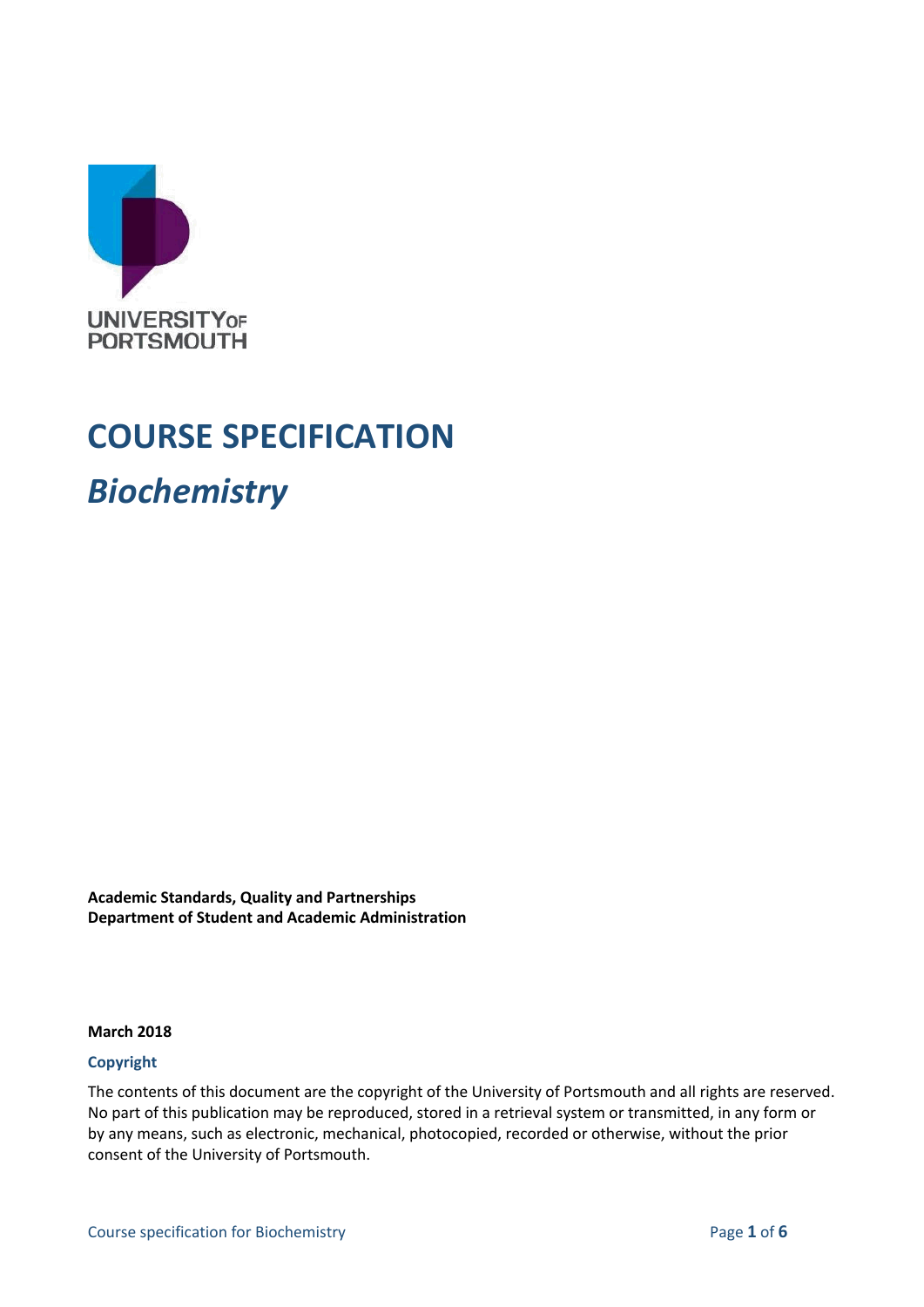UNIVERSITY OF PORTSMOUTH

# COURSE SPECIFICATION

## *Biochemistry*

**Academic Standards, Quality and Partnerships**
**Department of Student and Academic Administration**

**March 2018**

### Copyright

The contents of this document are the copyright of the University of Portsmouth and all rights are reserved. No part of this publication may be reproduced, stored in a retrieval system or transmitted, in any form or by any means, such as electronic, mechanical, photocopied, recorded or otherwise, without the prior consent of the University of Portsmouth.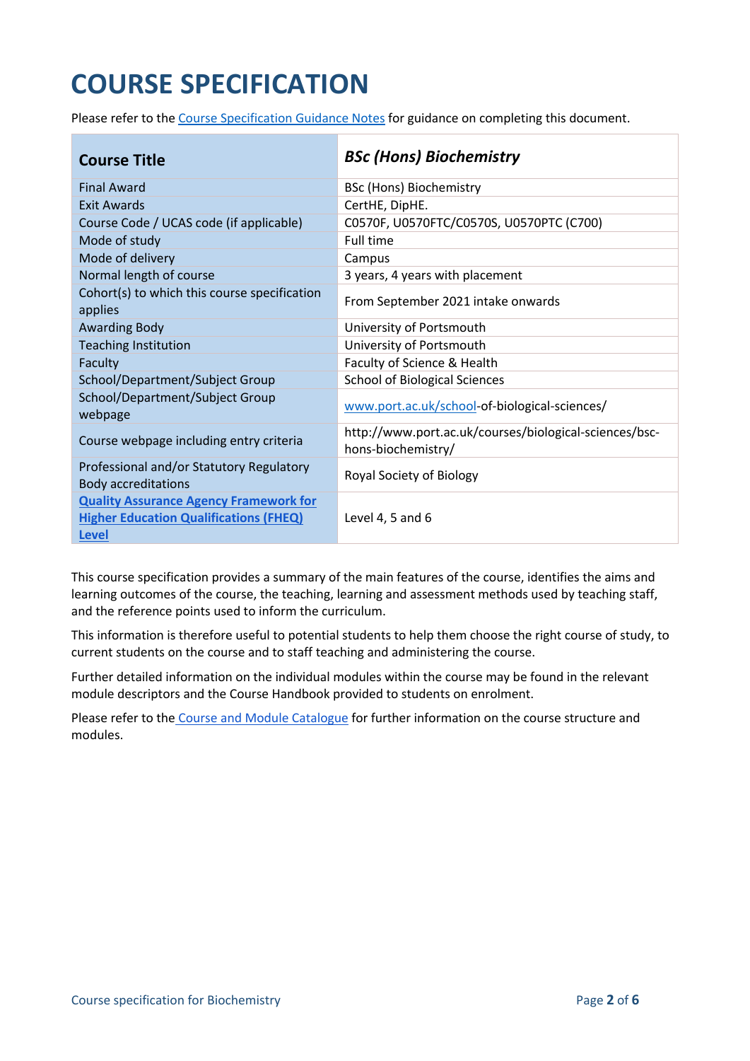# COURSE SPECIFICATION

Please refer to the Course Specification Guidance Notes for guidance on completing this document.

| Course Title | *BSc (Hons) Biochemistry* |
|---|---|
| Final Award | BSc (Hons) Biochemistry |
| Exit Awards | CertHE, DipHE. |
| Course Code / UCAS code (if applicable) | C0570F, U0570FTC/C0570S, U0570PTC (C700) |
| Mode of study | Full time |
| Mode of delivery | Campus |
| Normal length of course | 3 years, 4 years with placement |
| Cohort(s) to which this course specification applies | From September 2021 intake onwards |
| Awarding Body | University of Portsmouth |
| Teaching Institution | University of Portsmouth |
| Faculty | Faculty of Science & Health |
| School/Department/Subject Group | School of Biological Sciences |
| School/Department/Subject Group webpage | www.port.ac.uk/school-of-biological-sciences/ |
| Course webpage including entry criteria | http://www.port.ac.uk/courses/biological-sciences/bsc-hons-biochemistry/ |
| Professional and/or Statutory Regulatory Body accreditations | Royal Society of Biology |
| **Quality Assurance Agency Framework for Higher Education Qualifications (FHEQ) Level** | Level 4, 5 and 6 |

This course specification provides a summary of the main features of the course, identifies the aims and learning outcomes of the course, the teaching, learning and assessment methods used by teaching staff, and the reference points used to inform the curriculum.

This information is therefore useful to potential students to help them choose the right course of study, to current students on the course and to staff teaching and administering the course.

Further detailed information on the individual modules within the course may be found in the relevant module descriptors and the Course Handbook provided to students on enrolment.

Please refer to the Course and Module Catalogue for further information on the course structure and modules.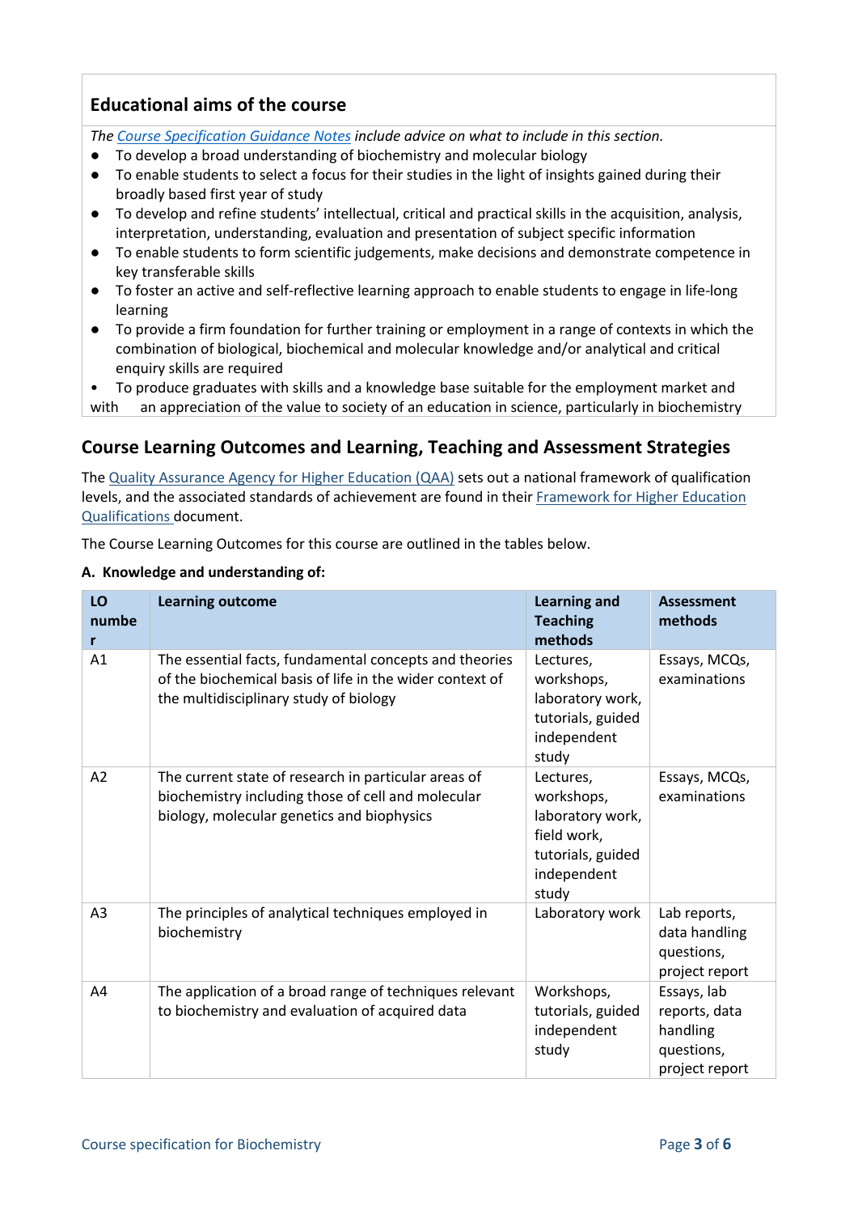## Educational aims of the course

*The [Course Specification Guidance Notes](#) include advice on what to include in this section.*

- To develop a broad understanding of biochemistry and molecular biology
- To enable students to select a focus for their studies in the light of insights gained during their broadly based first year of study
- To develop and refine students' intellectual, critical and practical skills in the acquisition, analysis, interpretation, understanding, evaluation and presentation of subject specific information
- To enable students to form scientific judgements, make decisions and demonstrate competence in key transferable skills
- To foster an active and self-reflective learning approach to enable students to engage in life-long learning
- To provide a firm foundation for further training or employment in a range of contexts in which the combination of biological, biochemical and molecular knowledge and/or analytical and critical enquiry skills are required
- To produce graduates with skills and a knowledge base suitable for the employment market and with an appreciation of the value to society of an education in science, particularly in biochemistry

## Course Learning Outcomes and Learning, Teaching and Assessment Strategies

The Quality Assurance Agency for Higher Education (QAA) sets out a national framework of qualification levels, and the associated standards of achievement are found in their Framework for Higher Education Qualifications document.

The Course Learning Outcomes for this course are outlined in the tables below.

**A. Knowledge and understanding of:**

| LO number | Learning outcome | Learning and Teaching methods | Assessment methods |
|---|---|---|---|
| A1 | The essential facts, fundamental concepts and theories of the biochemical basis of life in the wider context of the multidisciplinary study of biology | Lectures, workshops, laboratory work, tutorials, guided independent study | Essays, MCQs, examinations |
| A2 | The current state of research in particular areas of biochemistry including those of cell and molecular biology, molecular genetics and biophysics | Lectures, workshops, laboratory work, field work, tutorials, guided independent study | Essays, MCQs, examinations |
| A3 | The principles of analytical techniques employed in biochemistry | Laboratory work | Lab reports, data handling questions, project report |
| A4 | The application of a broad range of techniques relevant to biochemistry and evaluation of acquired data | Workshops, tutorials, guided independent study | Essays, lab reports, data handling questions, project report |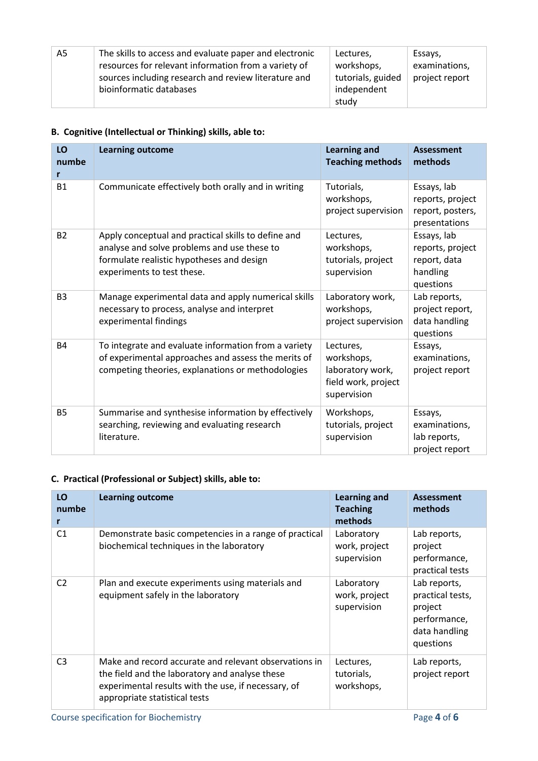| | | | |
|---|---|---|---|
| A5 | The skills to access and evaluate paper and electronic resources for relevant information from a variety of sources including research and review literature and bioinformatic databases | Lectures, workshops, tutorials, guided independent study | Essays, examinations, project report |

### B. Cognitive (Intellectual or Thinking) skills, able to:

| LO number | Learning outcome | Learning and Teaching methods | Assessment methods |
|---|---|---|---|
| B1 | Communicate effectively both orally and in writing | Tutorials, workshops, project supervision | Essays, lab reports, project report, posters, presentations |
| B2 | Apply conceptual and practical skills to define and analyse and solve problems and use these to formulate realistic hypotheses and design experiments to test these. | Lectures, workshops, tutorials, project supervision | Essays, lab reports, project report, data handling questions |
| B3 | Manage experimental data and apply numerical skills necessary to process, analyse and interpret experimental findings | Laboratory work, workshops, project supervision | Lab reports, project report, data handling questions |
| B4 | To integrate and evaluate information from a variety of experimental approaches and assess the merits of competing theories, explanations or methodologies | Lectures, workshops, laboratory work, field work, project supervision | Essays, examinations, project report |
| B5 | Summarise and synthesise information by effectively searching, reviewing and evaluating research literature. | Workshops, tutorials, project supervision | Essays, examinations, lab reports, project report |

### C. Practical (Professional or Subject) skills, able to:

| LO number | Learning outcome | Learning and Teaching methods | Assessment methods |
|---|---|---|---|
| C1 | Demonstrate basic competencies in a range of practical biochemical techniques in the laboratory | Laboratory work, project supervision | Lab reports, project performance, practical tests |
| C2 | Plan and execute experiments using materials and equipment safely in the laboratory | Laboratory work, project supervision | Lab reports, practical tests, project performance, data handling questions |
| C3 | Make and record accurate and relevant observations in the field and the laboratory and analyse these experimental results with the use, if necessary, of appropriate statistical tests | Lectures, tutorials, workshops, | Lab reports, project report |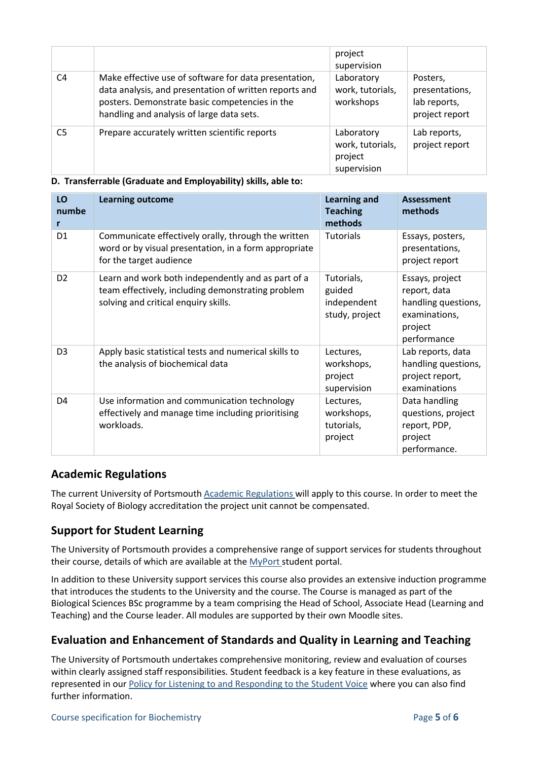| | | project supervision | |
|---|---|---|---|
| C4 | Make effective use of software for data presentation, data analysis, and presentation of written reports and posters. Demonstrate basic competencies in the handling and analysis of large data sets. | Laboratory work, tutorials, workshops | Posters, presentations, lab reports, project report |
| C5 | Prepare accurately written scientific reports | Laboratory work, tutorials, project supervision | Lab reports, project report |

**D. Transferrable (Graduate and Employability) skills, able to:**

| LO number | Learning outcome | Learning and Teaching methods | Assessment methods |
|---|---|---|---|
| D1 | Communicate effectively orally, through the written word or by visual presentation, in a form appropriate for the target audience | Tutorials | Essays, posters, presentations, project report |
| D2 | Learn and work both independently and as part of a team effectively, including demonstrating problem solving and critical enquiry skills. | Tutorials, guided independent study, project | Essays, project report, data handling questions, examinations, project performance |
| D3 | Apply basic statistical tests and numerical skills to the analysis of biochemical data | Lectures, workshops, project supervision | Lab reports, data handling questions, project report, examinations |
| D4 | Use information and communication technology effectively and manage time including prioritising workloads. | Lectures, workshops, tutorials, project | Data handling questions, project report, PDP, project performance. |

## Academic Regulations

The current University of Portsmouth Academic Regulations will apply to this course. In order to meet the Royal Society of Biology accreditation the project unit cannot be compensated.

## Support for Student Learning

The University of Portsmouth provides a comprehensive range of support services for students throughout their course, details of which are available at the MyPort student portal.

In addition to these University support services this course also provides an extensive induction programme that introduces the students to the University and the course. The Course is managed as part of the Biological Sciences BSc programme by a team comprising the Head of School, Associate Head (Learning and Teaching) and the Course leader. All modules are supported by their own Moodle sites.

## Evaluation and Enhancement of Standards and Quality in Learning and Teaching

The University of Portsmouth undertakes comprehensive monitoring, review and evaluation of courses within clearly assigned staff responsibilities. Student feedback is a key feature in these evaluations, as represented in our Policy for Listening to and Responding to the Student Voice where you can also find further information.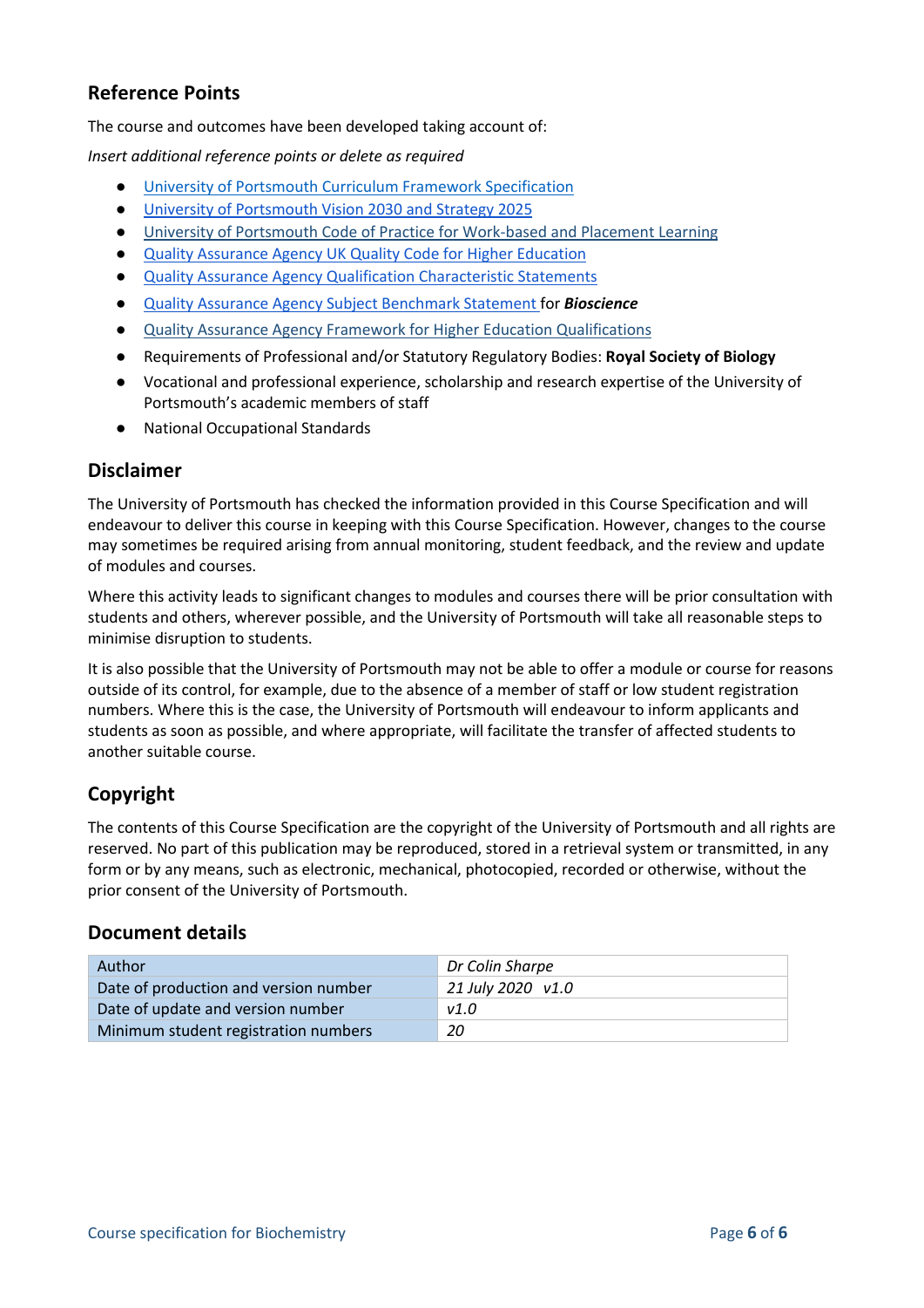## Reference Points

The course and outcomes have been developed taking account of:

*Insert additional reference points or delete as required*

- University of Portsmouth Curriculum Framework Specification
- University of Portsmouth Vision 2030 and Strategy 2025
- University of Portsmouth Code of Practice for Work-based and Placement Learning
- Quality Assurance Agency UK Quality Code for Higher Education
- Quality Assurance Agency Qualification Characteristic Statements
- Quality Assurance Agency Subject Benchmark Statement for ***Bioscience***
- Quality Assurance Agency Framework for Higher Education Qualifications
- Requirements of Professional and/or Statutory Regulatory Bodies: **Royal Society of Biology**
- Vocational and professional experience, scholarship and research expertise of the University of Portsmouth's academic members of staff
- National Occupational Standards

## Disclaimer

The University of Portsmouth has checked the information provided in this Course Specification and will endeavour to deliver this course in keeping with this Course Specification. However, changes to the course may sometimes be required arising from annual monitoring, student feedback, and the review and update of modules and courses.

Where this activity leads to significant changes to modules and courses there will be prior consultation with students and others, wherever possible, and the University of Portsmouth will take all reasonable steps to minimise disruption to students.

It is also possible that the University of Portsmouth may not be able to offer a module or course for reasons outside of its control, for example, due to the absence of a member of staff or low student registration numbers. Where this is the case, the University of Portsmouth will endeavour to inform applicants and students as soon as possible, and where appropriate, will facilitate the transfer of affected students to another suitable course.

## Copyright

The contents of this Course Specification are the copyright of the University of Portsmouth and all rights are reserved. No part of this publication may be reproduced, stored in a retrieval system or transmitted, in any form or by any means, such as electronic, mechanical, photocopied, recorded or otherwise, without the prior consent of the University of Portsmouth.

## Document details

| | |
|---|---|
| Author | *Dr Colin Sharpe* |
| Date of production and version number | *21 July 2020 v1.0* |
| Date of update and version number | *v1.0* |
| Minimum student registration numbers | *20* |